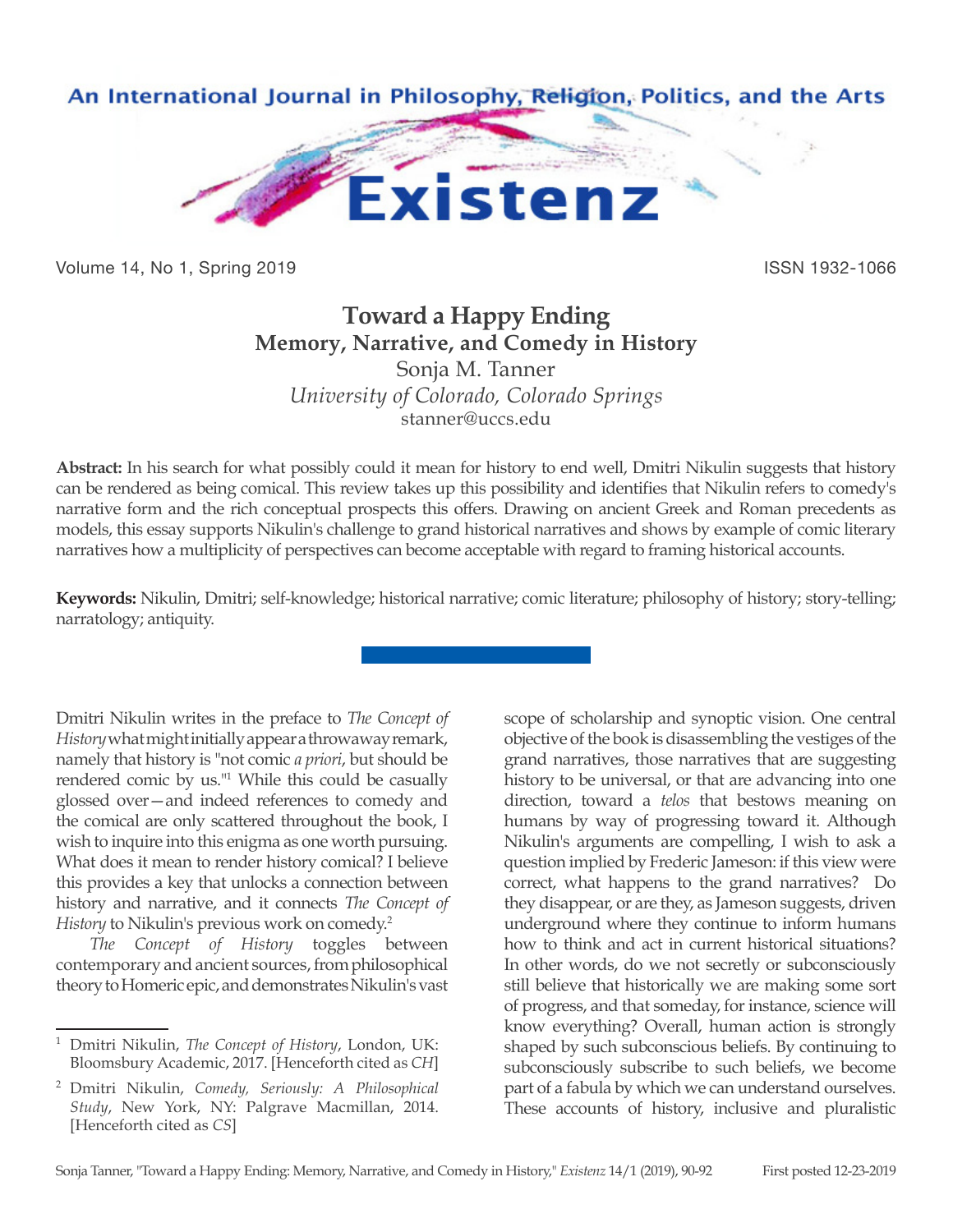# Toward a Happy Ending
## Memory, Narrative, and Comedy in History

Sonja M. Tanner
*University of Colorado, Colorado Springs*
stanner@uccs.edu

**Abstract:** In his search for what possibly could it mean for history to end well, Dmitri Nikulin suggests that history can be rendered as being comical. This review takes up this possibility and identifies that Nikulin refers to comedy's narrative form and the rich conceptual prospects this offers. Drawing on ancient Greek and Roman precedents as models, this essay supports Nikulin's challenge to grand historical narratives and shows by example of comic literary narratives how a multiplicity of perspectives can become acceptable with regard to framing historical accounts.

**Keywords:** Nikulin, Dmitri; self-knowledge; historical narrative; comic literature; philosophy of history; story-telling; narratology; antiquity.

Dmitri Nikulin writes in the preface to *The Concept of History* what might initially appear a throwaway remark, namely that history is "not comic *a priori*, but should be rendered comic by us."[1] While this could be casually glossed over—and indeed references to comedy and the comical are only scattered throughout the book, I wish to inquire into this enigma as one worth pursuing. What does it mean to render history comical? I believe this provides a key that unlocks a connection between history and narrative, and it connects *The Concept of History* to Nikulin's previous work on comedy.[2]

*The Concept of History* toggles between contemporary and ancient sources, from philosophical theory to Homeric epic, and demonstrates Nikulin's vast scope of scholarship and synoptic vision. One central objective of the book is disassembling the vestiges of the grand narratives, those narratives that are suggesting history to be universal, or that are advancing into one direction, toward a *telos* that bestows meaning on humans by way of progressing toward it. Although Nikulin's arguments are compelling, I wish to ask a question implied by Frederic Jameson: if this view were correct, what happens to the grand narratives? Do they disappear, or are they, as Jameson suggests, driven underground where they continue to inform humans how to think and act in current historical situations? In other words, do we not secretly or subconsciously still believe that historically we are making some sort of progress, and that someday, for instance, science will know everything? Overall, human action is strongly shaped by such subconscious beliefs. By continuing to subconsciously subscribe to such beliefs, we become part of a fabula by which we can understand ourselves. These accounts of history, inclusive and pluralistic

---

[1] Dmitri Nikulin, *The Concept of History*, London, UK: Bloomsbury Academic, 2017. [Henceforth cited as *CH*]

[2] Dmitri Nikulin, *Comedy, Seriously: A Philosophical Study*, New York, NY: Palgrave Macmillan, 2014. [Henceforth cited as *CS*]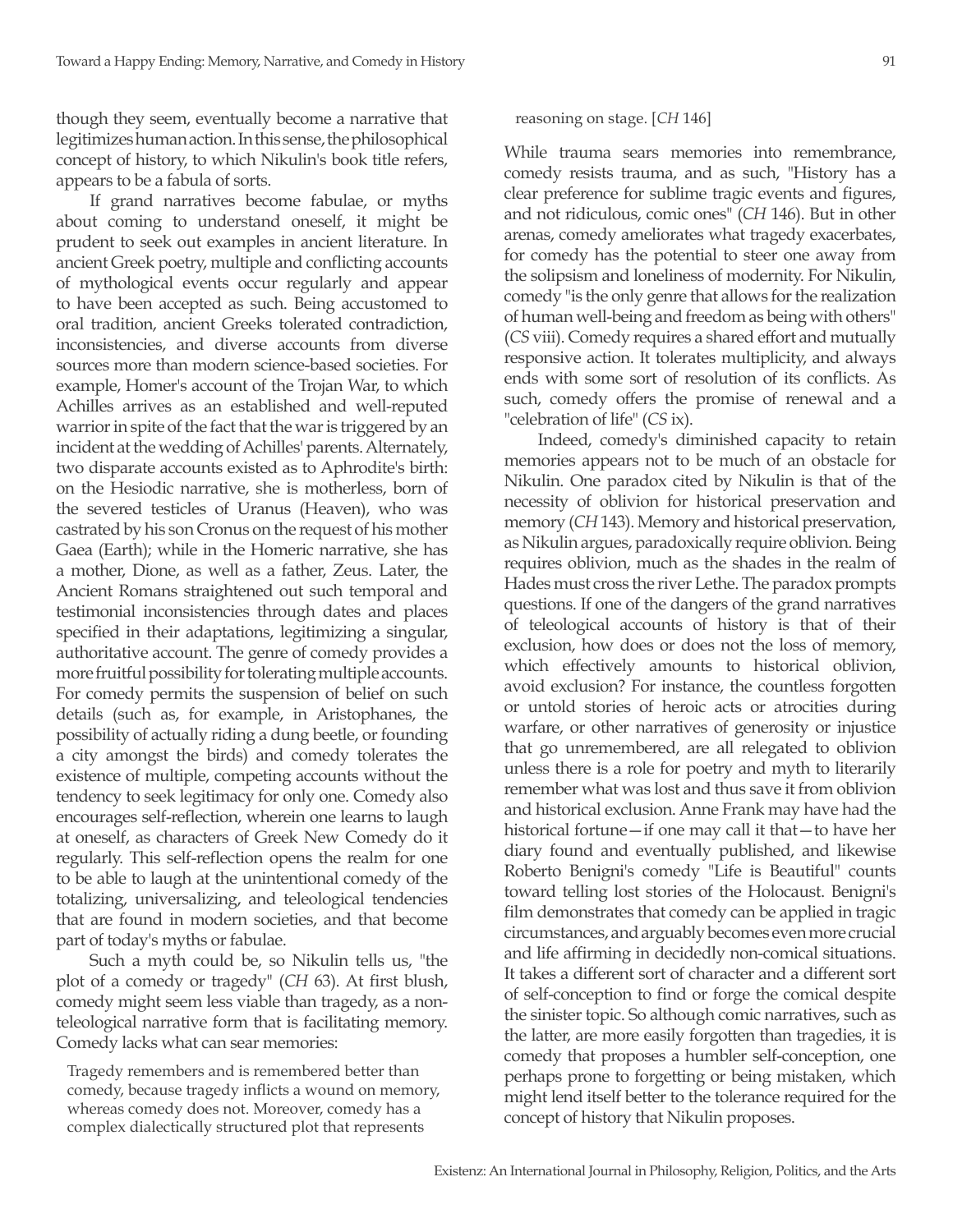though they seem, eventually become a narrative that legitimizes human action. In this sense, the philosophical concept of history, to which Nikulin's book title refers, appears to be a fabula of sorts.

If grand narratives become fabulae, or myths about coming to understand oneself, it might be prudent to seek out examples in ancient literature. In ancient Greek poetry, multiple and conflicting accounts of mythological events occur regularly and appear to have been accepted as such. Being accustomed to oral tradition, ancient Greeks tolerated contradiction, inconsistencies, and diverse accounts from diverse sources more than modern science-based societies. For example, Homer's account of the Trojan War, to which Achilles arrives as an established and well-reputed warrior in spite of the fact that the war is triggered by an incident at the wedding of Achilles' parents. Alternately, two disparate accounts existed as to Aphrodite's birth: on the Hesiodic narrative, she is motherless, born of the severed testicles of Uranus (Heaven), who was castrated by his son Cronus on the request of his mother Gaea (Earth); while in the Homeric narrative, she has a mother, Dione, as well as a father, Zeus. Later, the Ancient Romans straightened out such temporal and testimonial inconsistencies through dates and places specified in their adaptations, legitimizing a singular, authoritative account. The genre of comedy provides a more fruitful possibility for tolerating multiple accounts. For comedy permits the suspension of belief on such details (such as, for example, in Aristophanes, the possibility of actually riding a dung beetle, or founding a city amongst the birds) and comedy tolerates the existence of multiple, competing accounts without the tendency to seek legitimacy for only one. Comedy also encourages self-reflection, wherein one learns to laugh at oneself, as characters of Greek New Comedy do it regularly. This self-reflection opens the realm for one to be able to laugh at the unintentional comedy of the totalizing, universalizing, and teleological tendencies that are found in modern societies, and that become part of today's myths or fabulae.

Such a myth could be, so Nikulin tells us, "the plot of a comedy or tragedy" (*CH* 63). At first blush, comedy might seem less viable than tragedy, as a non-teleological narrative form that is facilitating memory. Comedy lacks what can sear memories:

> Tragedy remembers and is remembered better than comedy, because tragedy inflicts a wound on memory, whereas comedy does not. Moreover, comedy has a complex dialectically structured plot that represents reasoning on stage. [*CH* 146]

While trauma sears memories into remembrance, comedy resists trauma, and as such, "History has a clear preference for sublime tragic events and figures, and not ridiculous, comic ones" (*CH* 146). But in other arenas, comedy ameliorates what tragedy exacerbates, for comedy has the potential to steer one away from the solipsism and loneliness of modernity. For Nikulin, comedy "is the only genre that allows for the realization of human well-being and freedom as being with others" (*CS* viii). Comedy requires a shared effort and mutually responsive action. It tolerates multiplicity, and always ends with some sort of resolution of its conflicts. As such, comedy offers the promise of renewal and a "celebration of life" (*CS* ix).

Indeed, comedy's diminished capacity to retain memories appears not to be much of an obstacle for Nikulin. One paradox cited by Nikulin is that of the necessity of oblivion for historical preservation and memory (*CH* 143). Memory and historical preservation, as Nikulin argues, paradoxically require oblivion. Being requires oblivion, much as the shades in the realm of Hades must cross the river Lethe. The paradox prompts questions. If one of the dangers of the grand narratives of teleological accounts of history is that of their exclusion, how does or does not the loss of memory, which effectively amounts to historical oblivion, avoid exclusion? For instance, the countless forgotten or untold stories of heroic acts or atrocities during warfare, or other narratives of generosity or injustice that go unremembered, are all relegated to oblivion unless there is a role for poetry and myth to literarily remember what was lost and thus save it from oblivion and historical exclusion. Anne Frank may have had the historical fortune—if one may call it that—to have her diary found and eventually published, and likewise Roberto Benigni's comedy "Life is Beautiful" counts toward telling lost stories of the Holocaust. Benigni's film demonstrates that comedy can be applied in tragic circumstances, and arguably becomes even more crucial and life affirming in decidedly non-comical situations. It takes a different sort of character and a different sort of self-conception to find or forge the comical despite the sinister topic. So although comic narratives, such as the latter, are more easily forgotten than tragedies, it is comedy that proposes a humbler self-conception, one perhaps prone to forgetting or being mistaken, which might lend itself better to the tolerance required for the concept of history that Nikulin proposes.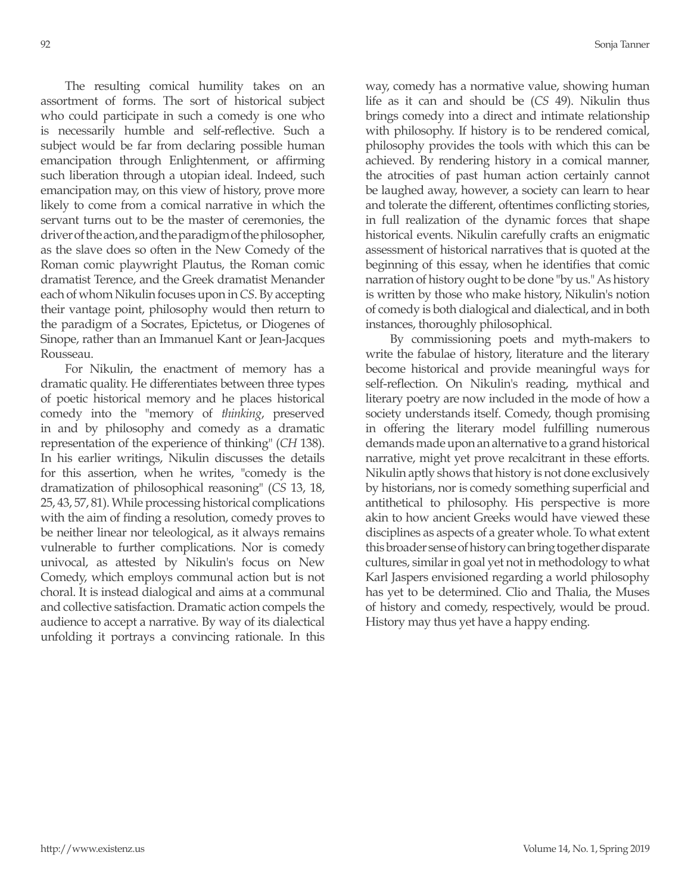The resulting comical humility takes on an assortment of forms. The sort of historical subject who could participate in such a comedy is one who is necessarily humble and self-reflective. Such a subject would be far from declaring possible human emancipation through Enlightenment, or affirming such liberation through a utopian ideal. Indeed, such emancipation may, on this view of history, prove more likely to come from a comical narrative in which the servant turns out to be the master of ceremonies, the driver of the action, and the paradigm of the philosopher, as the slave does so often in the New Comedy of the Roman comic playwright Plautus, the Roman comic dramatist Terence, and the Greek dramatist Menander each of whom Nikulin focuses upon in *CS*. By accepting their vantage point, philosophy would then return to the paradigm of a Socrates, Epictetus, or Diogenes of Sinope, rather than an Immanuel Kant or Jean-Jacques Rousseau.

For Nikulin, the enactment of memory has a dramatic quality. He differentiates between three types of poetic historical memory and he places historical comedy into the "memory of *thinking*, preserved in and by philosophy and comedy as a dramatic representation of the experience of thinking" (*CH* 138). In his earlier writings, Nikulin discusses the details for this assertion, when he writes, "comedy is the dramatization of philosophical reasoning" (*CS* 13, 18, 25, 43, 57, 81). While processing historical complications with the aim of finding a resolution, comedy proves to be neither linear nor teleological, as it always remains vulnerable to further complications. Nor is comedy univocal, as attested by Nikulin's focus on New Comedy, which employs communal action but is not choral. It is instead dialogical and aims at a communal and collective satisfaction. Dramatic action compels the audience to accept a narrative. By way of its dialectical unfolding it portrays a convincing rationale. In this way, comedy has a normative value, showing human life as it can and should be (*CS* 49). Nikulin thus brings comedy into a direct and intimate relationship with philosophy. If history is to be rendered comical, philosophy provides the tools with which this can be achieved. By rendering history in a comical manner, the atrocities of past human action certainly cannot be laughed away, however, a society can learn to hear and tolerate the different, oftentimes conflicting stories, in full realization of the dynamic forces that shape historical events. Nikulin carefully crafts an enigmatic assessment of historical narratives that is quoted at the beginning of this essay, when he identifies that comic narration of history ought to be done "by us." As history is written by those who make history, Nikulin's notion of comedy is both dialogical and dialectical, and in both instances, thoroughly philosophical.

By commissioning poets and myth-makers to write the fabulae of history, literature and the literary become historical and provide meaningful ways for self-reflection. On Nikulin's reading, mythical and literary poetry are now included in the mode of how a society understands itself. Comedy, though promising in offering the literary model fulfilling numerous demands made upon an alternative to a grand historical narrative, might yet prove recalcitrant in these efforts. Nikulin aptly shows that history is not done exclusively by historians, nor is comedy something superficial and antithetical to philosophy. His perspective is more akin to how ancient Greeks would have viewed these disciplines as aspects of a greater whole. To what extent this broader sense of history can bring together disparate cultures, similar in goal yet not in methodology to what Karl Jaspers envisioned regarding a world philosophy has yet to be determined. Clio and Thalia, the Muses of history and comedy, respectively, would be proud. History may thus yet have a happy ending.